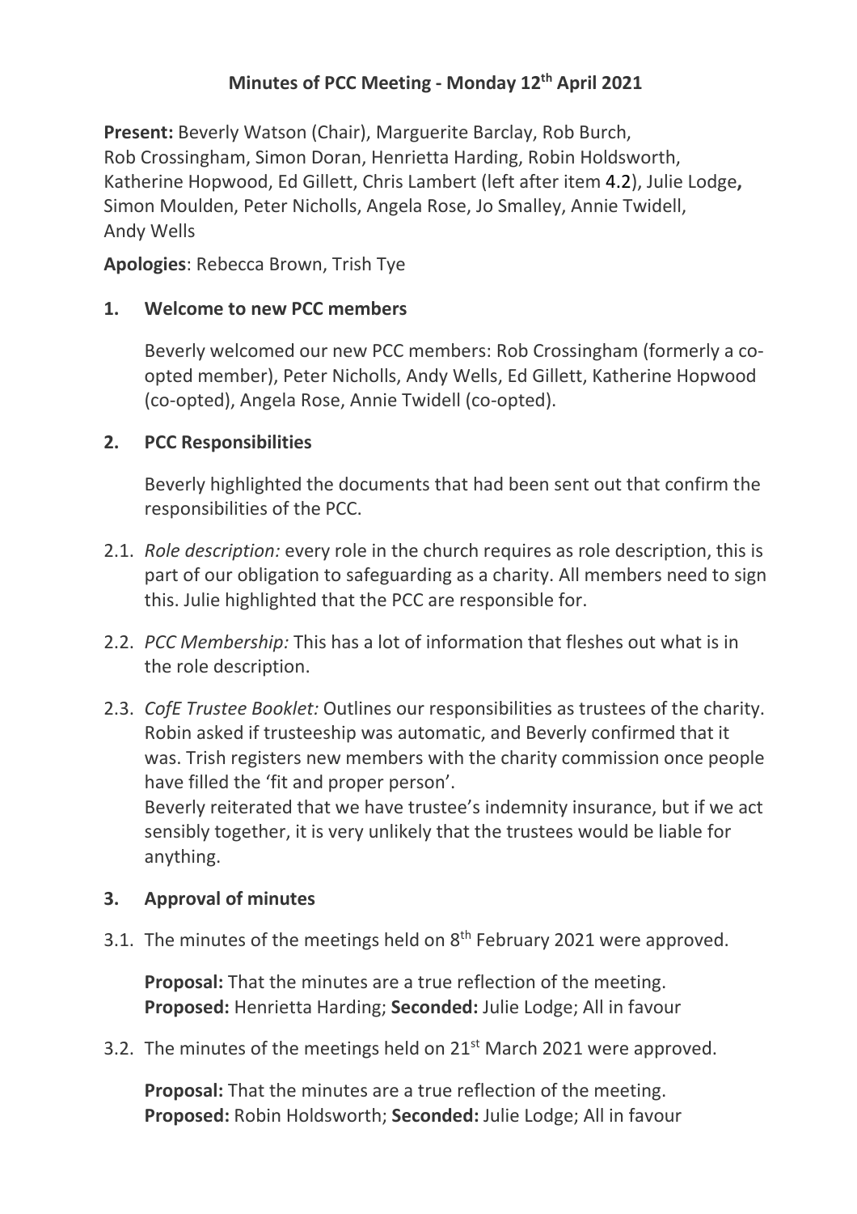# Minutes of PCC Meeting - Monday 12th April 2021

**Present:** Beverly Watson (Chair), Marguerite Barclay, Rob Burch, Rob Crossingham, Simon Doran, Henrietta Harding, Robin Holdsworth, Katherine Hopwood, Ed Gillett, Chris Lambert (left after item 4.2), Julie Lodge**,** Simon Moulden, Peter Nicholls, Angela Rose, Jo Smalley, Annie Twidell, Andy Wells

**Apologies**: Rebecca Brown, Trish Tye

## 1. Welcome to new PCC members

Beverly welcomed our new PCC members: Rob Crossingham (formerly a co-opted member), Peter Nicholls, Andy Wells, Ed Gillett, Katherine Hopwood (co-opted), Angela Rose, Annie Twidell (co-opted).

## 2. PCC Responsibilities

Beverly highlighted the documents that had been sent out that confirm the responsibilities of the PCC.

2.1. *Role description:* every role in the church requires as role description, this is part of our obligation to safeguarding as a charity. All members need to sign this. Julie highlighted that the PCC are responsible for.

2.2. *PCC Membership:* This has a lot of information that fleshes out what is in the role description.

2.3. *CofE Trustee Booklet:* Outlines our responsibilities as trustees of the charity. Robin asked if trusteeship was automatic, and Beverly confirmed that it was. Trish registers new members with the charity commission once people have filled the 'fit and proper person'.
Beverly reiterated that we have trustee's indemnity insurance, but if we act sensibly together, it is very unlikely that the trustees would be liable for anything.

## 3. Approval of minutes

3.1. The minutes of the meetings held on 8th February 2021 were approved.

**Proposal:** That the minutes are a true reflection of the meeting.
**Proposed:** Henrietta Harding; **Seconded:** Julie Lodge; All in favour

3.2. The minutes of the meetings held on 21st March 2021 were approved.

**Proposal:** That the minutes are a true reflection of the meeting.
**Proposed:** Robin Holdsworth; **Seconded:** Julie Lodge; All in favour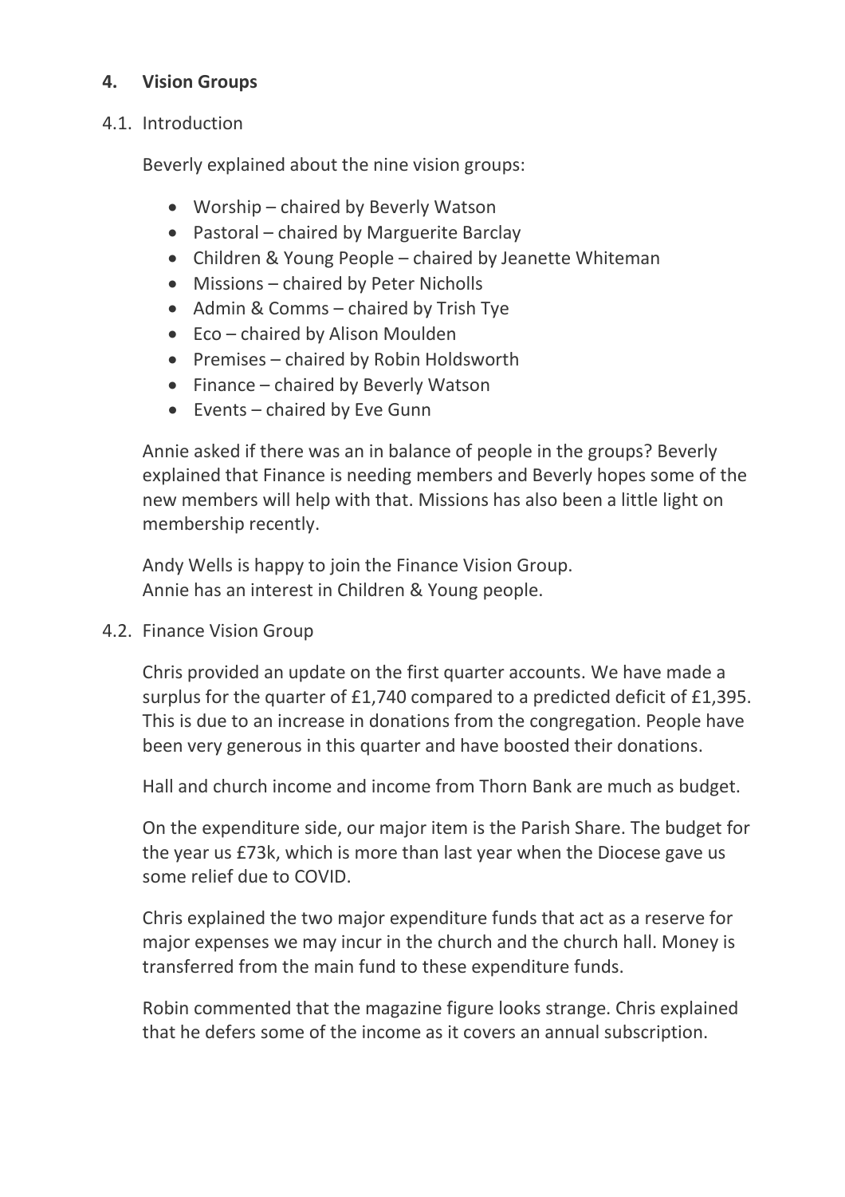## 4. Vision Groups

### 4.1. Introduction

Beverly explained about the nine vision groups:

- Worship – chaired by Beverly Watson
- Pastoral – chaired by Marguerite Barclay
- Children & Young People – chaired by Jeanette Whiteman
- Missions – chaired by Peter Nicholls
- Admin & Comms – chaired by Trish Tye
- Eco – chaired by Alison Moulden
- Premises – chaired by Robin Holdsworth
- Finance – chaired by Beverly Watson
- Events – chaired by Eve Gunn

Annie asked if there was an in balance of people in the groups? Beverly explained that Finance is needing members and Beverly hopes some of the new members will help with that. Missions has also been a little light on membership recently.

Andy Wells is happy to join the Finance Vision Group.
Annie has an interest in Children & Young people.

### 4.2. Finance Vision Group

Chris provided an update on the first quarter accounts. We have made a surplus for the quarter of £1,740 compared to a predicted deficit of £1,395. This is due to an increase in donations from the congregation. People have been very generous in this quarter and have boosted their donations.

Hall and church income and income from Thorn Bank are much as budget.

On the expenditure side, our major item is the Parish Share. The budget for the year us £73k, which is more than last year when the Diocese gave us some relief due to COVID.

Chris explained the two major expenditure funds that act as a reserve for major expenses we may incur in the church and the church hall. Money is transferred from the main fund to these expenditure funds.

Robin commented that the magazine figure looks strange. Chris explained that he defers some of the income as it covers an annual subscription.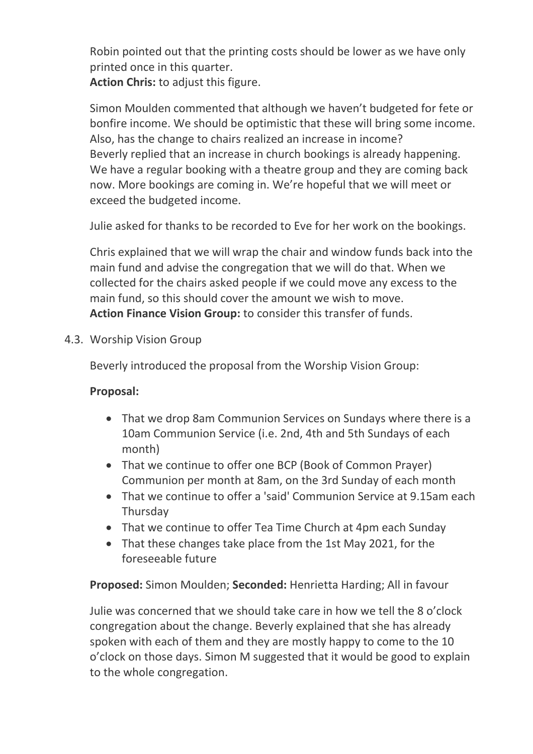Robin pointed out that the printing costs should be lower as we have only printed once in this quarter.
**Action Chris:** to adjust this figure.

Simon Moulden commented that although we haven't budgeted for fete or bonfire income. We should be optimistic that these will bring some income. Also, has the change to chairs realized an increase in income?
Beverly replied that an increase in church bookings is already happening. We have a regular booking with a theatre group and they are coming back now. More bookings are coming in. We're hopeful that we will meet or exceed the budgeted income.

Julie asked for thanks to be recorded to Eve for her work on the bookings.

Chris explained that we will wrap the chair and window funds back into the main fund and advise the congregation that we will do that. When we collected for the chairs asked people if we could move any excess to the main fund, so this should cover the amount we wish to move.
**Action Finance Vision Group:** to consider this transfer of funds.

4.3. Worship Vision Group

Beverly introduced the proposal from the Worship Vision Group:

**Proposal:**

- That we drop 8am Communion Services on Sundays where there is a 10am Communion Service (i.e. 2nd, 4th and 5th Sundays of each month)
- That we continue to offer one BCP (Book of Common Prayer) Communion per month at 8am, on the 3rd Sunday of each month
- That we continue to offer a 'said' Communion Service at 9.15am each Thursday
- That we continue to offer Tea Time Church at 4pm each Sunday
- That these changes take place from the 1st May 2021, for the foreseeable future

**Proposed:** Simon Moulden; **Seconded:** Henrietta Harding; All in favour

Julie was concerned that we should take care in how we tell the 8 o'clock congregation about the change. Beverly explained that she has already spoken with each of them and they are mostly happy to come to the 10 o'clock on those days. Simon M suggested that it would be good to explain to the whole congregation.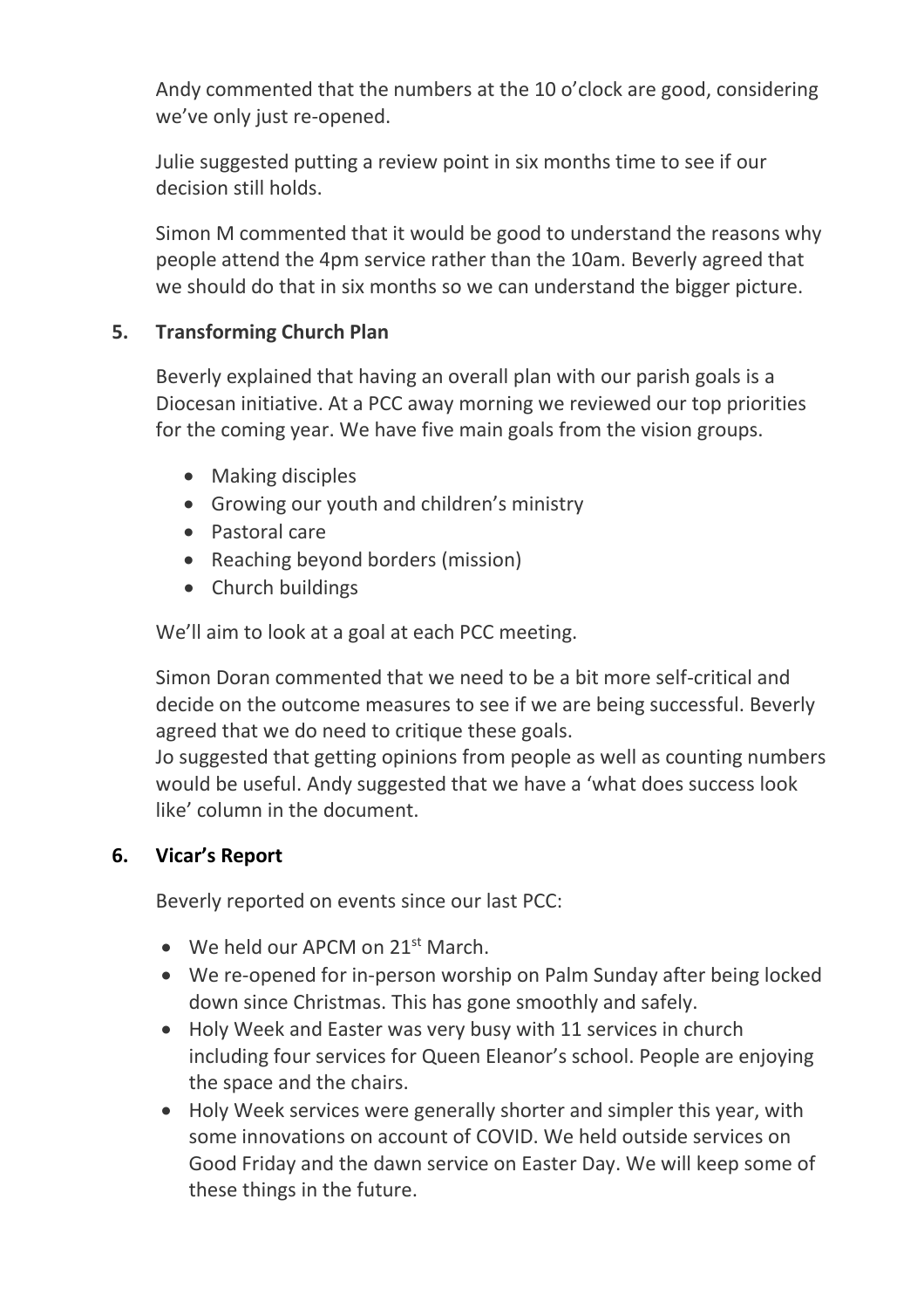Andy commented that the numbers at the 10 o'clock are good, considering we've only just re-opened.

Julie suggested putting a review point in six months time to see if our decision still holds.

Simon M commented that it would be good to understand the reasons why people attend the 4pm service rather than the 10am. Beverly agreed that we should do that in six months so we can understand the bigger picture.

## 5. Transforming Church Plan

Beverly explained that having an overall plan with our parish goals is a Diocesan initiative. At a PCC away morning we reviewed our top priorities for the coming year. We have five main goals from the vision groups.

- Making disciples
- Growing our youth and children's ministry
- Pastoral care
- Reaching beyond borders (mission)
- Church buildings

We'll aim to look at a goal at each PCC meeting.

Simon Doran commented that we need to be a bit more self-critical and decide on the outcome measures to see if we are being successful. Beverly agreed that we do need to critique these goals.
Jo suggested that getting opinions from people as well as counting numbers would be useful. Andy suggested that we have a 'what does success look like' column in the document.

## 6. Vicar's Report

Beverly reported on events since our last PCC:

- We held our APCM on 21st March.
- We re-opened for in-person worship on Palm Sunday after being locked down since Christmas. This has gone smoothly and safely.
- Holy Week and Easter was very busy with 11 services in church including four services for Queen Eleanor's school. People are enjoying the space and the chairs.
- Holy Week services were generally shorter and simpler this year, with some innovations on account of COVID. We held outside services on Good Friday and the dawn service on Easter Day. We will keep some of these things in the future.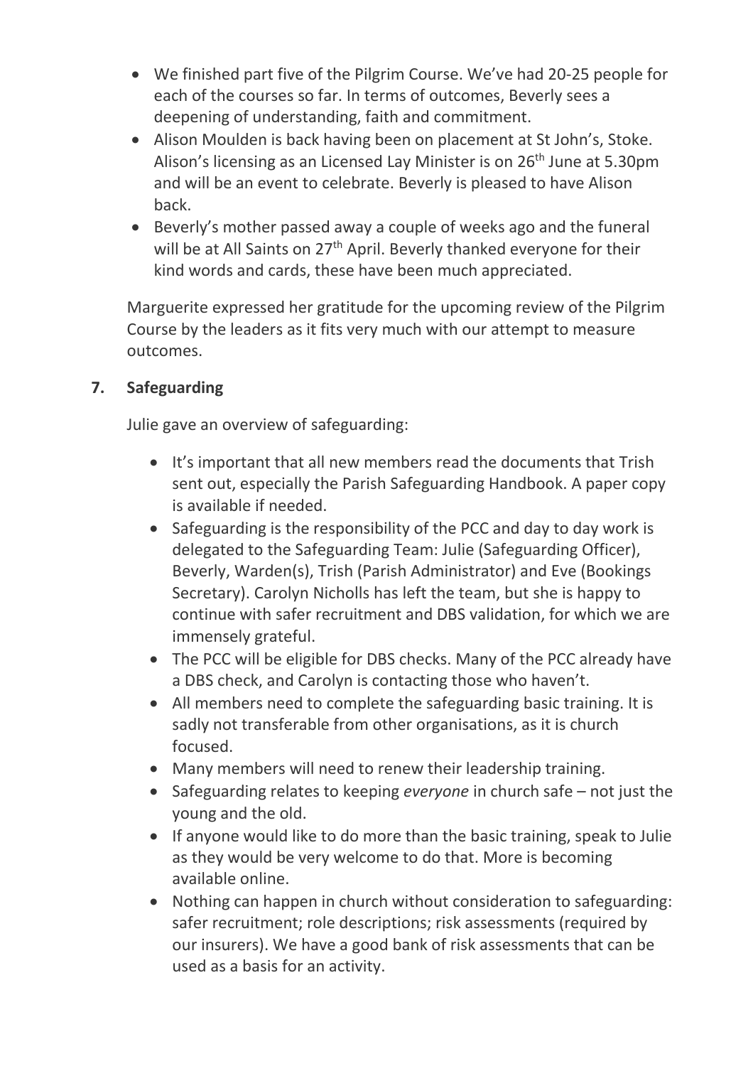- We finished part five of the Pilgrim Course. We've had 20-25 people for each of the courses so far. In terms of outcomes, Beverly sees a deepening of understanding, faith and commitment.
- Alison Moulden is back having been on placement at St John's, Stoke. Alison's licensing as an Licensed Lay Minister is on 26th June at 5.30pm and will be an event to celebrate. Beverly is pleased to have Alison back.
- Beverly's mother passed away a couple of weeks ago and the funeral will be at All Saints on 27th April. Beverly thanked everyone for their kind words and cards, these have been much appreciated.

Marguerite expressed her gratitude for the upcoming review of the Pilgrim Course by the leaders as it fits very much with our attempt to measure outcomes.

## 7. Safeguarding

Julie gave an overview of safeguarding:

- It's important that all new members read the documents that Trish sent out, especially the Parish Safeguarding Handbook. A paper copy is available if needed.
- Safeguarding is the responsibility of the PCC and day to day work is delegated to the Safeguarding Team: Julie (Safeguarding Officer), Beverly, Warden(s), Trish (Parish Administrator) and Eve (Bookings Secretary). Carolyn Nicholls has left the team, but she is happy to continue with safer recruitment and DBS validation, for which we are immensely grateful.
- The PCC will be eligible for DBS checks. Many of the PCC already have a DBS check, and Carolyn is contacting those who haven't.
- All members need to complete the safeguarding basic training. It is sadly not transferable from other organisations, as it is church focused.
- Many members will need to renew their leadership training.
- Safeguarding relates to keeping *everyone* in church safe – not just the young and the old.
- If anyone would like to do more than the basic training, speak to Julie as they would be very welcome to do that. More is becoming available online.
- Nothing can happen in church without consideration to safeguarding: safer recruitment; role descriptions; risk assessments (required by our insurers). We have a good bank of risk assessments that can be used as a basis for an activity.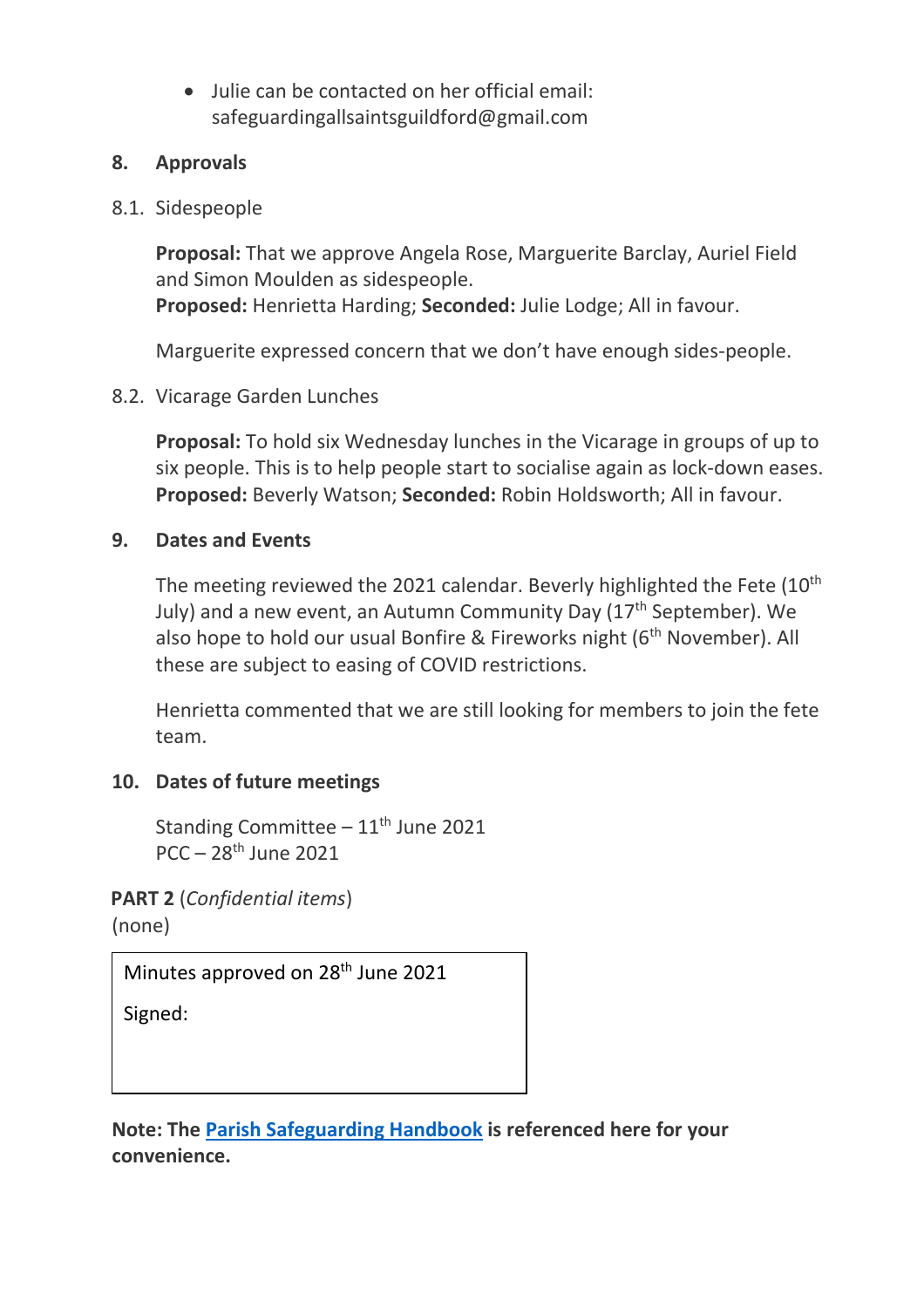- Julie can be contacted on her official email: safeguardingallsaintsguildford@gmail.com

## 8. Approvals

8.1. Sidespeople

**Proposal:** That we approve Angela Rose, Marguerite Barclay, Auriel Field and Simon Moulden as sidespeople.
**Proposed:** Henrietta Harding; **Seconded:** Julie Lodge; All in favour.

Marguerite expressed concern that we don't have enough sides-people.

8.2. Vicarage Garden Lunches

**Proposal:** To hold six Wednesday lunches in the Vicarage in groups of up to six people. This is to help people start to socialise again as lock-down eases.
**Proposed:** Beverly Watson; **Seconded:** Robin Holdsworth; All in favour.

## 9. Dates and Events

The meeting reviewed the 2021 calendar. Beverly highlighted the Fete (10th July) and a new event, an Autumn Community Day (17th September). We also hope to hold our usual Bonfire & Fireworks night (6th November). All these are subject to easing of COVID restrictions.

Henrietta commented that we are still looking for members to join the fete team.

## 10. Dates of future meetings

Standing Committee – 11th June 2021
PCC – 28th June 2021

**PART 2** (*Confidential items*)
(none)

Minutes approved on 28th June 2021

Signed:

**Note: The Parish Safeguarding Handbook is referenced here for your convenience.**